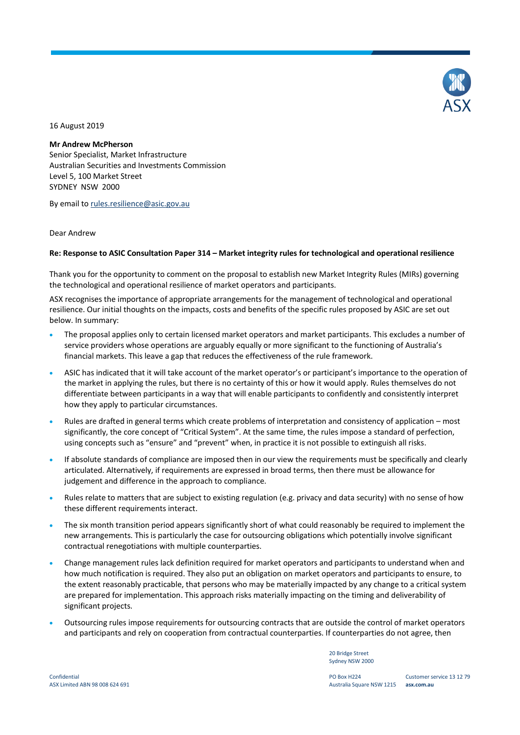16 August 2019

**Mr Andrew McPherson**
Senior Specialist, Market Infrastructure
Australian Securities and Investments Commission
Level 5, 100 Market Street
SYDNEY NSW 2000

By email to rules.resilience@asic.gov.au

Dear Andrew

**Re: Response to ASIC Consultation Paper 314 – Market integrity rules for technological and operational resilience**

Thank you for the opportunity to comment on the proposal to establish new Market Integrity Rules (MIRs) governing the technological and operational resilience of market operators and participants.

ASX recognises the importance of appropriate arrangements for the management of technological and operational resilience. Our initial thoughts on the impacts, costs and benefits of the specific rules proposed by ASIC are set out below. In summary:

- The proposal applies only to certain licensed market operators and market participants. This excludes a number of service providers whose operations are arguably equally or more significant to the functioning of Australia's financial markets. This leave a gap that reduces the effectiveness of the rule framework.
- ASIC has indicated that it will take account of the market operator's or participant's importance to the operation of the market in applying the rules, but there is no certainty of this or how it would apply. Rules themselves do not differentiate between participants in a way that will enable participants to confidently and consistently interpret how they apply to particular circumstances.
- Rules are drafted in general terms which create problems of interpretation and consistency of application – most significantly, the core concept of "Critical System". At the same time, the rules impose a standard of perfection, using concepts such as "ensure" and "prevent" when, in practice it is not possible to extinguish all risks.
- If absolute standards of compliance are imposed then in our view the requirements must be specifically and clearly articulated. Alternatively, if requirements are expressed in broad terms, then there must be allowance for judgement and difference in the approach to compliance.
- Rules relate to matters that are subject to existing regulation (e.g. privacy and data security) with no sense of how these different requirements interact.
- The six month transition period appears significantly short of what could reasonably be required to implement the new arrangements. This is particularly the case for outsourcing obligations which potentially involve significant contractual renegotiations with multiple counterparties.
- Change management rules lack definition required for market operators and participants to understand when and how much notification is required. They also put an obligation on market operators and participants to ensure, to the extent reasonably practicable, that persons who may be materially impacted by any change to a critical system are prepared for implementation. This approach risks materially impacting on the timing and deliverability of significant projects.
- Outsourcing rules impose requirements for outsourcing contracts that are outside the control of market operators and participants and rely on cooperation from contractual counterparties. If counterparties do not agree, then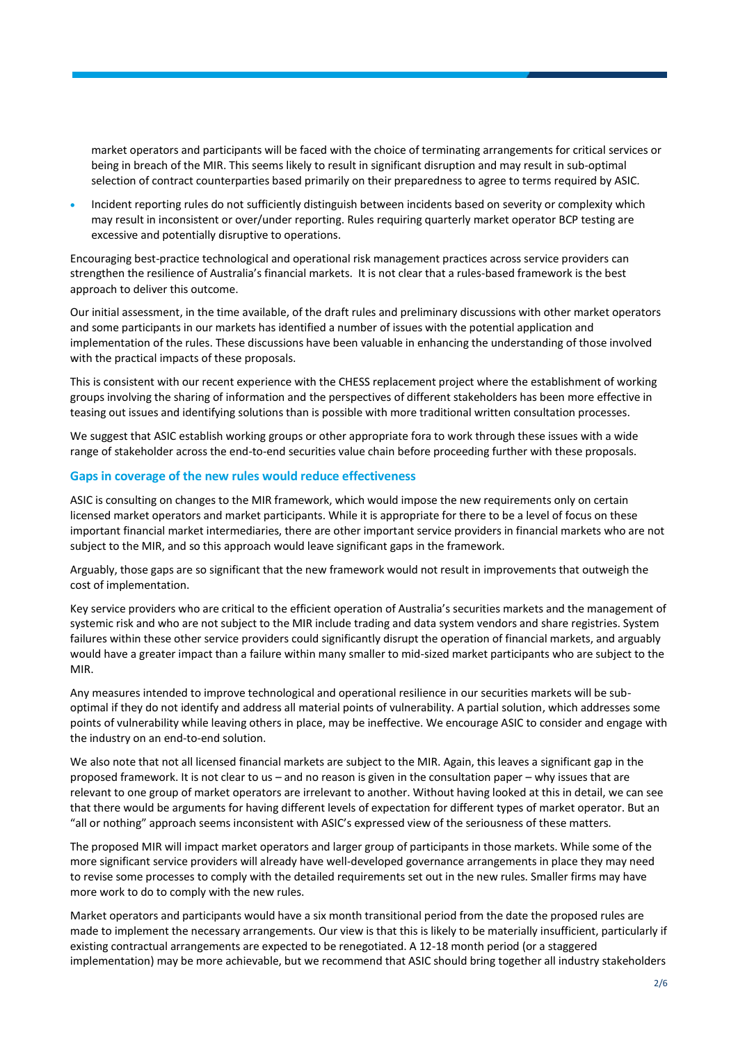market operators and participants will be faced with the choice of terminating arrangements for critical services or being in breach of the MIR. This seems likely to result in significant disruption and may result in sub-optimal selection of contract counterparties based primarily on their preparedness to agree to terms required by ASIC.

- Incident reporting rules do not sufficiently distinguish between incidents based on severity or complexity which may result in inconsistent or over/under reporting. Rules requiring quarterly market operator BCP testing are excessive and potentially disruptive to operations.

Encouraging best-practice technological and operational risk management practices across service providers can strengthen the resilience of Australia's financial markets. It is not clear that a rules-based framework is the best approach to deliver this outcome.

Our initial assessment, in the time available, of the draft rules and preliminary discussions with other market operators and some participants in our markets has identified a number of issues with the potential application and implementation of the rules. These discussions have been valuable in enhancing the understanding of those involved with the practical impacts of these proposals.

This is consistent with our recent experience with the CHESS replacement project where the establishment of working groups involving the sharing of information and the perspectives of different stakeholders has been more effective in teasing out issues and identifying solutions than is possible with more traditional written consultation processes.

We suggest that ASIC establish working groups or other appropriate fora to work through these issues with a wide range of stakeholder across the end-to-end securities value chain before proceeding further with these proposals.

### Gaps in coverage of the new rules would reduce effectiveness

ASIC is consulting on changes to the MIR framework, which would impose the new requirements only on certain licensed market operators and market participants. While it is appropriate for there to be a level of focus on these important financial market intermediaries, there are other important service providers in financial markets who are not subject to the MIR, and so this approach would leave significant gaps in the framework.

Arguably, those gaps are so significant that the new framework would not result in improvements that outweigh the cost of implementation.

Key service providers who are critical to the efficient operation of Australia's securities markets and the management of systemic risk and who are not subject to the MIR include trading and data system vendors and share registries. System failures within these other service providers could significantly disrupt the operation of financial markets, and arguably would have a greater impact than a failure within many smaller to mid-sized market participants who are subject to the MIR.

Any measures intended to improve technological and operational resilience in our securities markets will be sub-optimal if they do not identify and address all material points of vulnerability. A partial solution, which addresses some points of vulnerability while leaving others in place, may be ineffective. We encourage ASIC to consider and engage with the industry on an end-to-end solution.

We also note that not all licensed financial markets are subject to the MIR. Again, this leaves a significant gap in the proposed framework. It is not clear to us – and no reason is given in the consultation paper – why issues that are relevant to one group of market operators are irrelevant to another. Without having looked at this in detail, we can see that there would be arguments for having different levels of expectation for different types of market operator. But an "all or nothing" approach seems inconsistent with ASIC's expressed view of the seriousness of these matters.

The proposed MIR will impact market operators and larger group of participants in those markets. While some of the more significant service providers will already have well-developed governance arrangements in place they may need to revise some processes to comply with the detailed requirements set out in the new rules. Smaller firms may have more work to do to comply with the new rules.

Market operators and participants would have a six month transitional period from the date the proposed rules are made to implement the necessary arrangements. Our view is that this is likely to be materially insufficient, particularly if existing contractual arrangements are expected to be renegotiated. A 12-18 month period (or a staggered implementation) may be more achievable, but we recommend that ASIC should bring together all industry stakeholders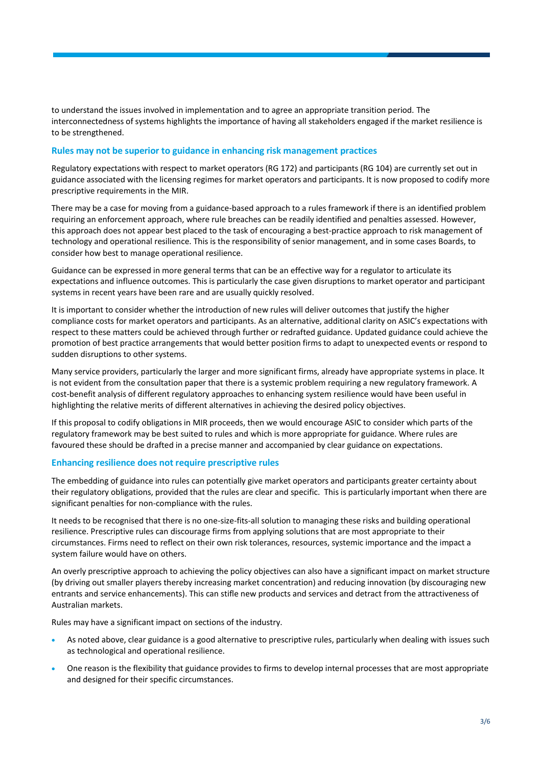to understand the issues involved in implementation and to agree an appropriate transition period. The interconnectedness of systems highlights the importance of having all stakeholders engaged if the market resilience is to be strengthened.

### Rules may not be superior to guidance in enhancing risk management practices

Regulatory expectations with respect to market operators (RG 172) and participants (RG 104) are currently set out in guidance associated with the licensing regimes for market operators and participants. It is now proposed to codify more prescriptive requirements in the MIR.

There may be a case for moving from a guidance-based approach to a rules framework if there is an identified problem requiring an enforcement approach, where rule breaches can be readily identified and penalties assessed. However, this approach does not appear best placed to the task of encouraging a best-practice approach to risk management of technology and operational resilience. This is the responsibility of senior management, and in some cases Boards, to consider how best to manage operational resilience.

Guidance can be expressed in more general terms that can be an effective way for a regulator to articulate its expectations and influence outcomes. This is particularly the case given disruptions to market operator and participant systems in recent years have been rare and are usually quickly resolved.

It is important to consider whether the introduction of new rules will deliver outcomes that justify the higher compliance costs for market operators and participants. As an alternative, additional clarity on ASIC's expectations with respect to these matters could be achieved through further or redrafted guidance. Updated guidance could achieve the promotion of best practice arrangements that would better position firms to adapt to unexpected events or respond to sudden disruptions to other systems.

Many service providers, particularly the larger and more significant firms, already have appropriate systems in place. It is not evident from the consultation paper that there is a systemic problem requiring a new regulatory framework. A cost-benefit analysis of different regulatory approaches to enhancing system resilience would have been useful in highlighting the relative merits of different alternatives in achieving the desired policy objectives.

If this proposal to codify obligations in MIR proceeds, then we would encourage ASIC to consider which parts of the regulatory framework may be best suited to rules and which is more appropriate for guidance. Where rules are favoured these should be drafted in a precise manner and accompanied by clear guidance on expectations.

### Enhancing resilience does not require prescriptive rules

The embedding of guidance into rules can potentially give market operators and participants greater certainty about their regulatory obligations, provided that the rules are clear and specific. This is particularly important when there are significant penalties for non-compliance with the rules.

It needs to be recognised that there is no one-size-fits-all solution to managing these risks and building operational resilience. Prescriptive rules can discourage firms from applying solutions that are most appropriate to their circumstances. Firms need to reflect on their own risk tolerances, resources, systemic importance and the impact a system failure would have on others.

An overly prescriptive approach to achieving the policy objectives can also have a significant impact on market structure (by driving out smaller players thereby increasing market concentration) and reducing innovation (by discouraging new entrants and service enhancements). This can stifle new products and services and detract from the attractiveness of Australian markets.

Rules may have a significant impact on sections of the industry.

- As noted above, clear guidance is a good alternative to prescriptive rules, particularly when dealing with issues such as technological and operational resilience.
- One reason is the flexibility that guidance provides to firms to develop internal processes that are most appropriate and designed for their specific circumstances.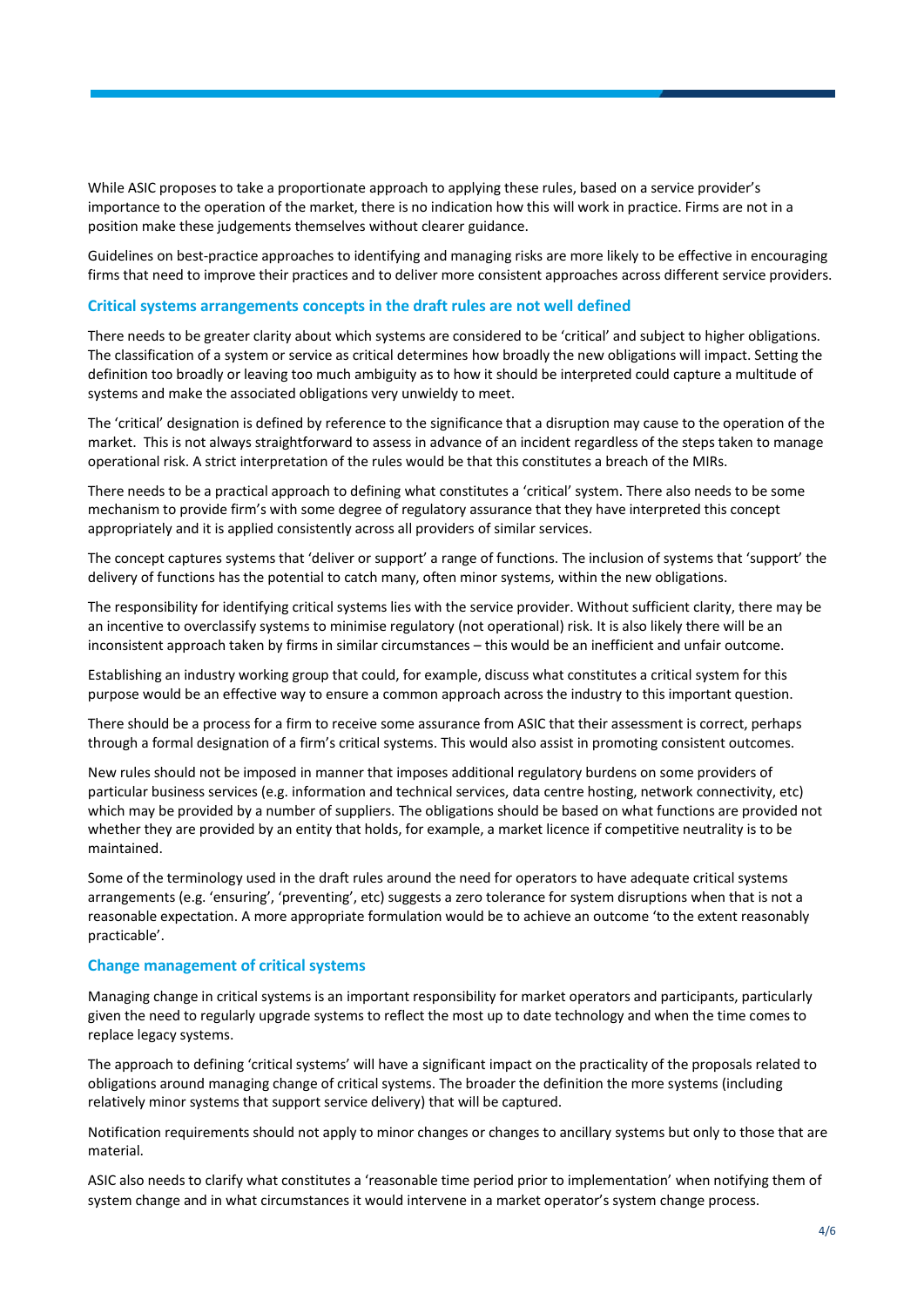While ASIC proposes to take a proportionate approach to applying these rules, based on a service provider's importance to the operation of the market, there is no indication how this will work in practice. Firms are not in a position make these judgements themselves without clearer guidance.

Guidelines on best-practice approaches to identifying and managing risks are more likely to be effective in encouraging firms that need to improve their practices and to deliver more consistent approaches across different service providers.

### Critical systems arrangements concepts in the draft rules are not well defined

There needs to be greater clarity about which systems are considered to be 'critical' and subject to higher obligations. The classification of a system or service as critical determines how broadly the new obligations will impact. Setting the definition too broadly or leaving too much ambiguity as to how it should be interpreted could capture a multitude of systems and make the associated obligations very unwieldy to meet.

The 'critical' designation is defined by reference to the significance that a disruption may cause to the operation of the market. This is not always straightforward to assess in advance of an incident regardless of the steps taken to manage operational risk. A strict interpretation of the rules would be that this constitutes a breach of the MIRs.

There needs to be a practical approach to defining what constitutes a 'critical' system. There also needs to be some mechanism to provide firm's with some degree of regulatory assurance that they have interpreted this concept appropriately and it is applied consistently across all providers of similar services.

The concept captures systems that 'deliver or support' a range of functions. The inclusion of systems that 'support' the delivery of functions has the potential to catch many, often minor systems, within the new obligations.

The responsibility for identifying critical systems lies with the service provider. Without sufficient clarity, there may be an incentive to overclassify systems to minimise regulatory (not operational) risk. It is also likely there will be an inconsistent approach taken by firms in similar circumstances – this would be an inefficient and unfair outcome.

Establishing an industry working group that could, for example, discuss what constitutes a critical system for this purpose would be an effective way to ensure a common approach across the industry to this important question.

There should be a process for a firm to receive some assurance from ASIC that their assessment is correct, perhaps through a formal designation of a firm's critical systems. This would also assist in promoting consistent outcomes.

New rules should not be imposed in manner that imposes additional regulatory burdens on some providers of particular business services (e.g. information and technical services, data centre hosting, network connectivity, etc) which may be provided by a number of suppliers. The obligations should be based on what functions are provided not whether they are provided by an entity that holds, for example, a market licence if competitive neutrality is to be maintained.

Some of the terminology used in the draft rules around the need for operators to have adequate critical systems arrangements (e.g. 'ensuring', 'preventing', etc) suggests a zero tolerance for system disruptions when that is not a reasonable expectation. A more appropriate formulation would be to achieve an outcome 'to the extent reasonably practicable'.

### Change management of critical systems

Managing change in critical systems is an important responsibility for market operators and participants, particularly given the need to regularly upgrade systems to reflect the most up to date technology and when the time comes to replace legacy systems.

The approach to defining 'critical systems' will have a significant impact on the practicality of the proposals related to obligations around managing change of critical systems. The broader the definition the more systems (including relatively minor systems that support service delivery) that will be captured.

Notification requirements should not apply to minor changes or changes to ancillary systems but only to those that are material.

ASIC also needs to clarify what constitutes a 'reasonable time period prior to implementation' when notifying them of system change and in what circumstances it would intervene in a market operator's system change process.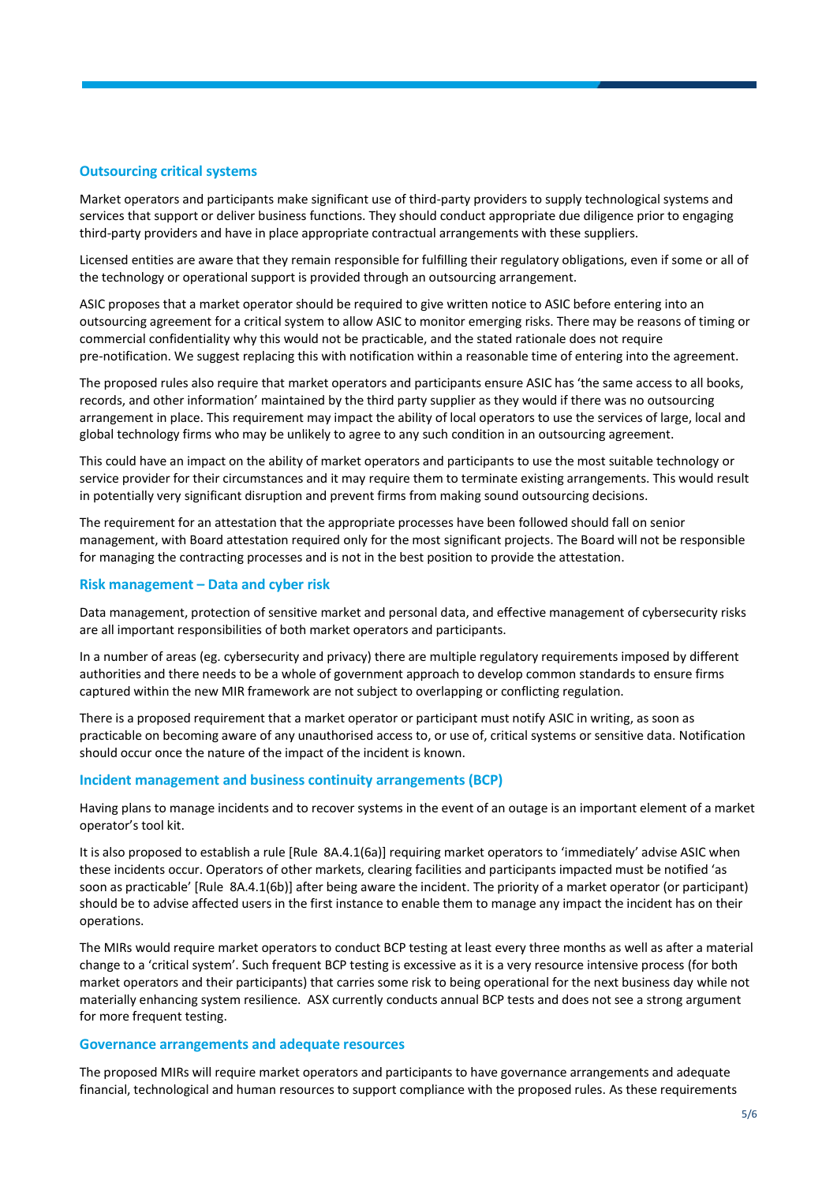## Outsourcing critical systems

Market operators and participants make significant use of third-party providers to supply technological systems and services that support or deliver business functions. They should conduct appropriate due diligence prior to engaging third-party providers and have in place appropriate contractual arrangements with these suppliers.

Licensed entities are aware that they remain responsible for fulfilling their regulatory obligations, even if some or all of the technology or operational support is provided through an outsourcing arrangement.

ASIC proposes that a market operator should be required to give written notice to ASIC before entering into an outsourcing agreement for a critical system to allow ASIC to monitor emerging risks. There may be reasons of timing or commercial confidentiality why this would not be practicable, and the stated rationale does not require pre-notification. We suggest replacing this with notification within a reasonable time of entering into the agreement.

The proposed rules also require that market operators and participants ensure ASIC has 'the same access to all books, records, and other information' maintained by the third party supplier as they would if there was no outsourcing arrangement in place. This requirement may impact the ability of local operators to use the services of large, local and global technology firms who may be unlikely to agree to any such condition in an outsourcing agreement.

This could have an impact on the ability of market operators and participants to use the most suitable technology or service provider for their circumstances and it may require them to terminate existing arrangements. This would result in potentially very significant disruption and prevent firms from making sound outsourcing decisions.

The requirement for an attestation that the appropriate processes have been followed should fall on senior management, with Board attestation required only for the most significant projects. The Board will not be responsible for managing the contracting processes and is not in the best position to provide the attestation.

## Risk management – Data and cyber risk

Data management, protection of sensitive market and personal data, and effective management of cybersecurity risks are all important responsibilities of both market operators and participants.

In a number of areas (eg. cybersecurity and privacy) there are multiple regulatory requirements imposed by different authorities and there needs to be a whole of government approach to develop common standards to ensure firms captured within the new MIR framework are not subject to overlapping or conflicting regulation.

There is a proposed requirement that a market operator or participant must notify ASIC in writing, as soon as practicable on becoming aware of any unauthorised access to, or use of, critical systems or sensitive data. Notification should occur once the nature of the impact of the incident is known.

## Incident management and business continuity arrangements (BCP)

Having plans to manage incidents and to recover systems in the event of an outage is an important element of a market operator's tool kit.

It is also proposed to establish a rule [Rule 8A.4.1(6a)] requiring market operators to 'immediately' advise ASIC when these incidents occur. Operators of other markets, clearing facilities and participants impacted must be notified 'as soon as practicable' [Rule 8A.4.1(6b)] after being aware the incident. The priority of a market operator (or participant) should be to advise affected users in the first instance to enable them to manage any impact the incident has on their operations.

The MIRs would require market operators to conduct BCP testing at least every three months as well as after a material change to a 'critical system'. Such frequent BCP testing is excessive as it is a very resource intensive process (for both market operators and their participants) that carries some risk to being operational for the next business day while not materially enhancing system resilience. ASX currently conducts annual BCP tests and does not see a strong argument for more frequent testing.

## Governance arrangements and adequate resources

The proposed MIRs will require market operators and participants to have governance arrangements and adequate financial, technological and human resources to support compliance with the proposed rules. As these requirements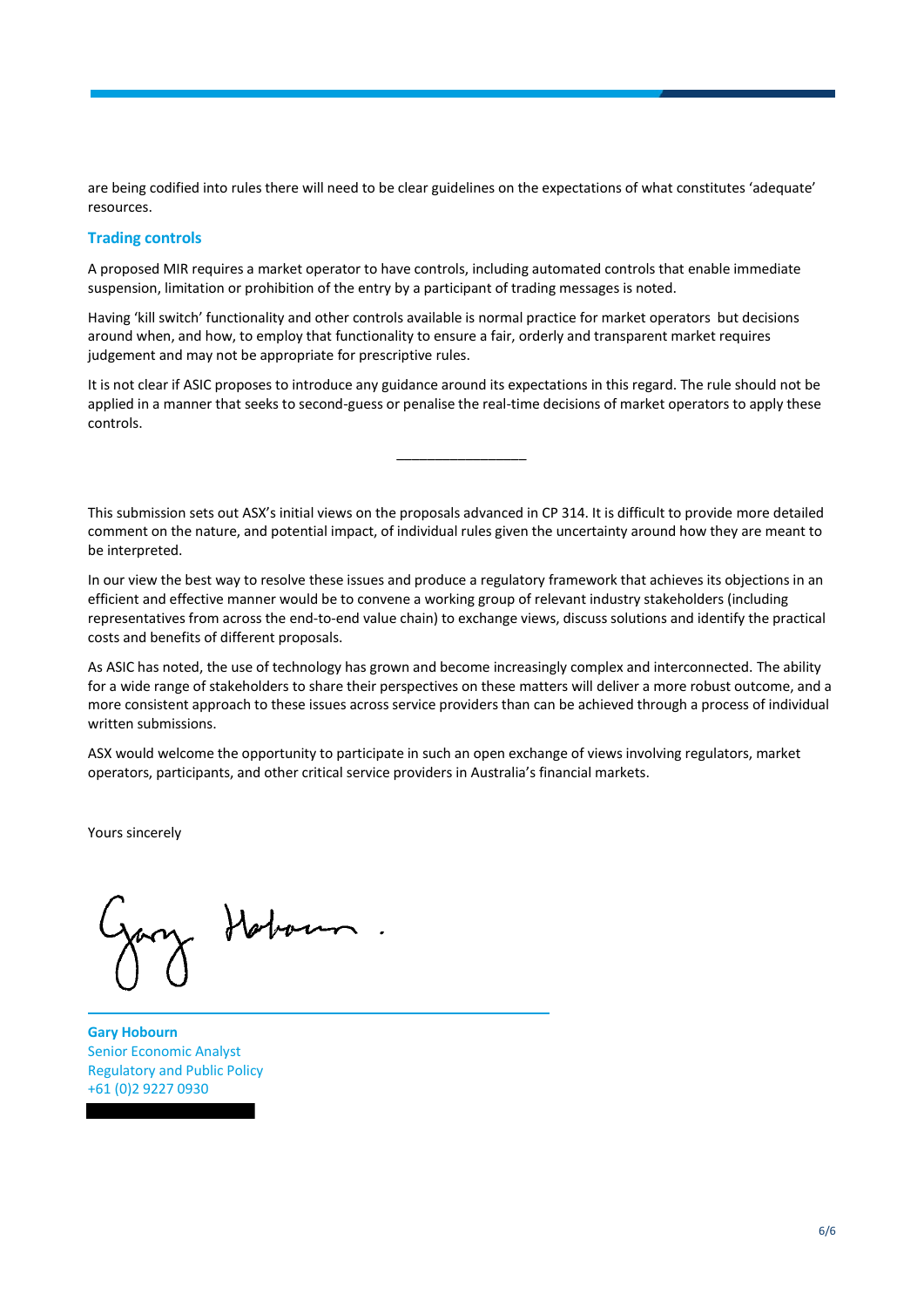are being codified into rules there will need to be clear guidelines on the expectations of what constitutes 'adequate' resources.

### Trading controls

A proposed MIR requires a market operator to have controls, including automated controls that enable immediate suspension, limitation or prohibition of the entry by a participant of trading messages is noted.

Having 'kill switch' functionality and other controls available is normal practice for market operators but decisions around when, and how, to employ that functionality to ensure a fair, orderly and transparent market requires judgement and may not be appropriate for prescriptive rules.

It is not clear if ASIC proposes to introduce any guidance around its expectations in this regard. The rule should not be applied in a manner that seeks to second-guess or penalise the real-time decisions of market operators to apply these controls.

\_\_\_\_\_\_\_\_\_\_\_\_\_\_\_\_\_\_

This submission sets out ASX's initial views on the proposals advanced in CP 314. It is difficult to provide more detailed comment on the nature, and potential impact, of individual rules given the uncertainty around how they are meant to be interpreted.

In our view the best way to resolve these issues and produce a regulatory framework that achieves its objections in an efficient and effective manner would be to convene a working group of relevant industry stakeholders (including representatives from across the end-to-end value chain) to exchange views, discuss solutions and identify the practical costs and benefits of different proposals.

As ASIC has noted, the use of technology has grown and become increasingly complex and interconnected. The ability for a wide range of stakeholders to share their perspectives on these matters will deliver a more robust outcome, and a more consistent approach to these issues across service providers than can be achieved through a process of individual written submissions.

ASX would welcome the opportunity to participate in such an open exchange of views involving regulators, market operators, participants, and other critical service providers in Australia's financial markets.

Yours sincerely

**Gary Hobourn**
Senior Economic Analyst
Regulatory and Public Policy
+61 (0)2 9227 0930